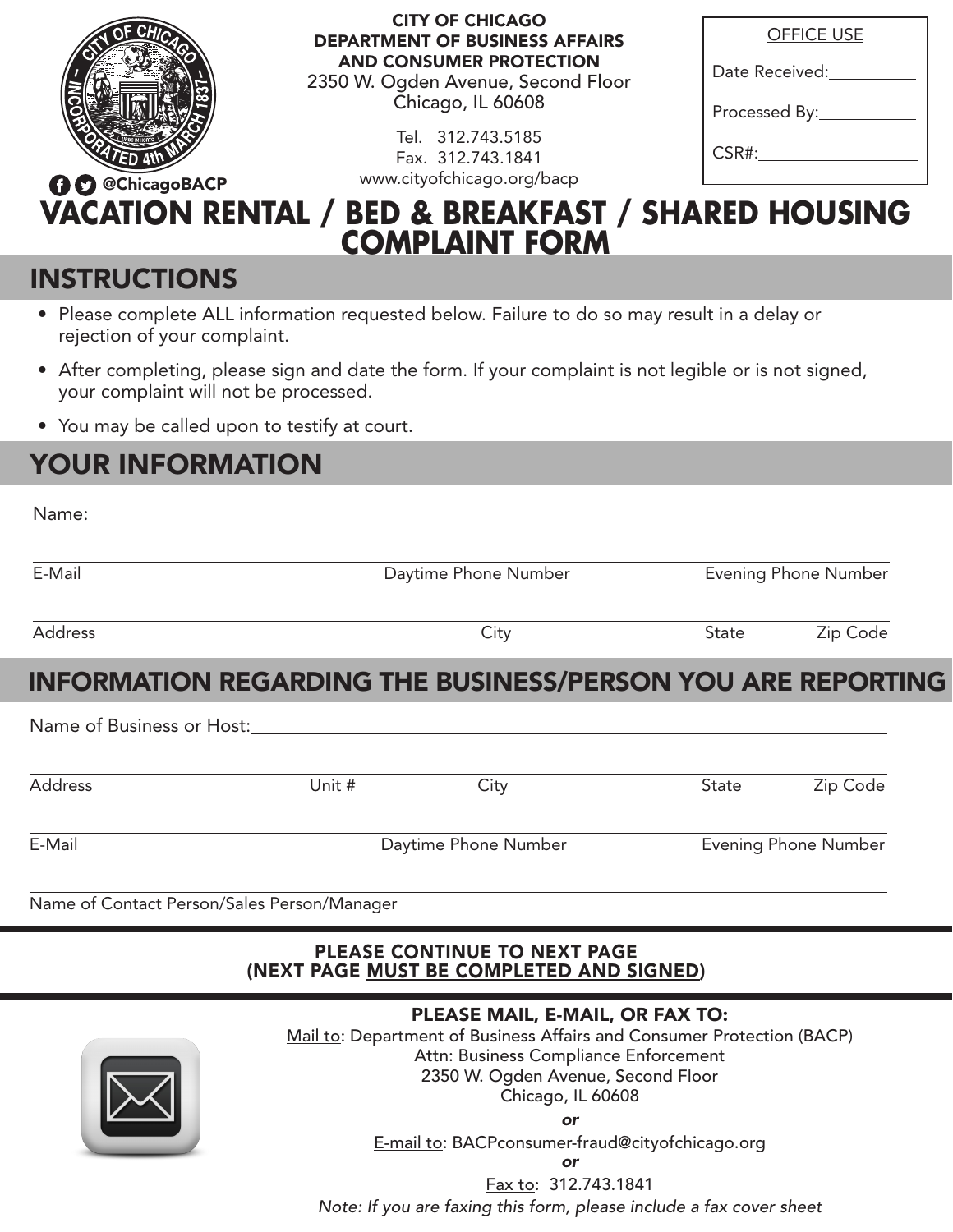**CITY OF CHICAGO**
**DEPARTMENT OF BUSINESS AFFAIRS AND CONSUMER PROTECTION**
2350 W. Ogden Avenue, Second Floor
Chicago, IL 60608

Tel. 312.743.5185
Fax. 312.743.1841
www.cityofchicago.org/bacp

@ChicagoBACP

| OFFICE USE |
|---|
| Date Received: ______ |
| Processed By: ______ |
| CSR#: ______ |

# VACATION RENTAL / BED & BREAKFAST / SHARED HOUSING COMPLAINT FORM

## INSTRUCTIONS

- Please complete ALL information requested below. Failure to do so may result in a delay or rejection of your complaint.
- After completing, please sign and date the form. If your complaint is not legible or is not signed, your complaint will not be processed.
- You may be called upon to testify at court.

## YOUR INFORMATION

Name: ______________________________________________

______________________________________________
E-Mail | Daytime Phone Number | Evening Phone Number

______________________________________________
Address | City | State | Zip Code

## INFORMATION REGARDING THE BUSINESS/PERSON YOU ARE REPORTING

Name of Business or Host: ______________________________________________

______________________________________________
Address | Unit # | City | State | Zip Code

______________________________________________
E-Mail | Daytime Phone Number | Evening Phone Number

______________________________________________
Name of Contact Person/Sales Person/Manager

**PLEASE CONTINUE TO NEXT PAGE**
**(NEXT PAGE MUST BE COMPLETED AND SIGNED)**

**PLEASE MAIL, E-MAIL, OR FAX TO:**

Mail to: Department of Business Affairs and Consumer Protection (BACP)
Attn: Business Compliance Enforcement
2350 W. Ogden Avenue, Second Floor
Chicago, IL 60608

***or***

E-mail to: BACPconsumer-fraud@cityofchicago.org

***or***

Fax to: 312.743.1841

*Note: If you are faxing this form, please include a fax cover sheet*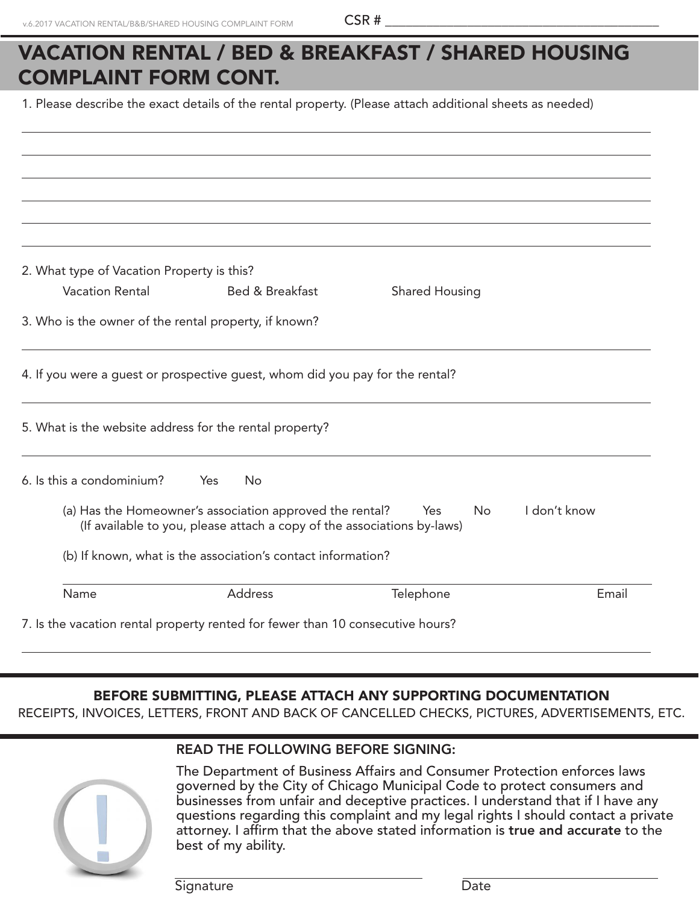CSR # ____________________________________________

# VACATION RENTAL / BED & BREAKFAST / SHARED HOUSING COMPLAINT FORM CONT.

1. Please describe the exact details of the rental property. (Please attach additional sheets as needed)

______________________________________________________________________

______________________________________________________________________

______________________________________________________________________

______________________________________________________________________

______________________________________________________________________

______________________________________________________________________

2. What type of Vacation Property is this?

   Vacation Rental    Bed & Breakfast    Shared Housing

3. Who is the owner of the rental property, if known?

______________________________________________________________________

4. If you were a guest or prospective guest, whom did you pay for the rental?

______________________________________________________________________

5. What is the website address for the rental property?

______________________________________________________________________

6. Is this a condominium?    Yes    No

   (a) Has the Homeowner's association approved the rental?    Yes    No    I don't know
   (If available to you, please attach a copy of the associations by-laws)

   (b) If known, what is the association's contact information?

   ______________________________________________________________________
   Name    Address    Telephone    Email

7. Is the vacation rental property rented for fewer than 10 consecutive hours?

______________________________________________________________________

**BEFORE SUBMITTING, PLEASE ATTACH ANY SUPPORTING DOCUMENTATION**

RECEIPTS, INVOICES, LETTERS, FRONT AND BACK OF CANCELLED CHECKS, PICTURES, ADVERTISEMENTS, ETC.

**READ THE FOLLOWING BEFORE SIGNING:**

The Department of Business Affairs and Consumer Protection enforces laws governed by the City of Chicago Municipal Code to protect consumers and businesses from unfair and deceptive practices. I understand that if I have any questions regarding this complaint and my legal rights I should contact a private attorney. I affirm that the above stated information is **true and accurate** to the best of my ability.

______________________________    ______________________________
Signature    Date